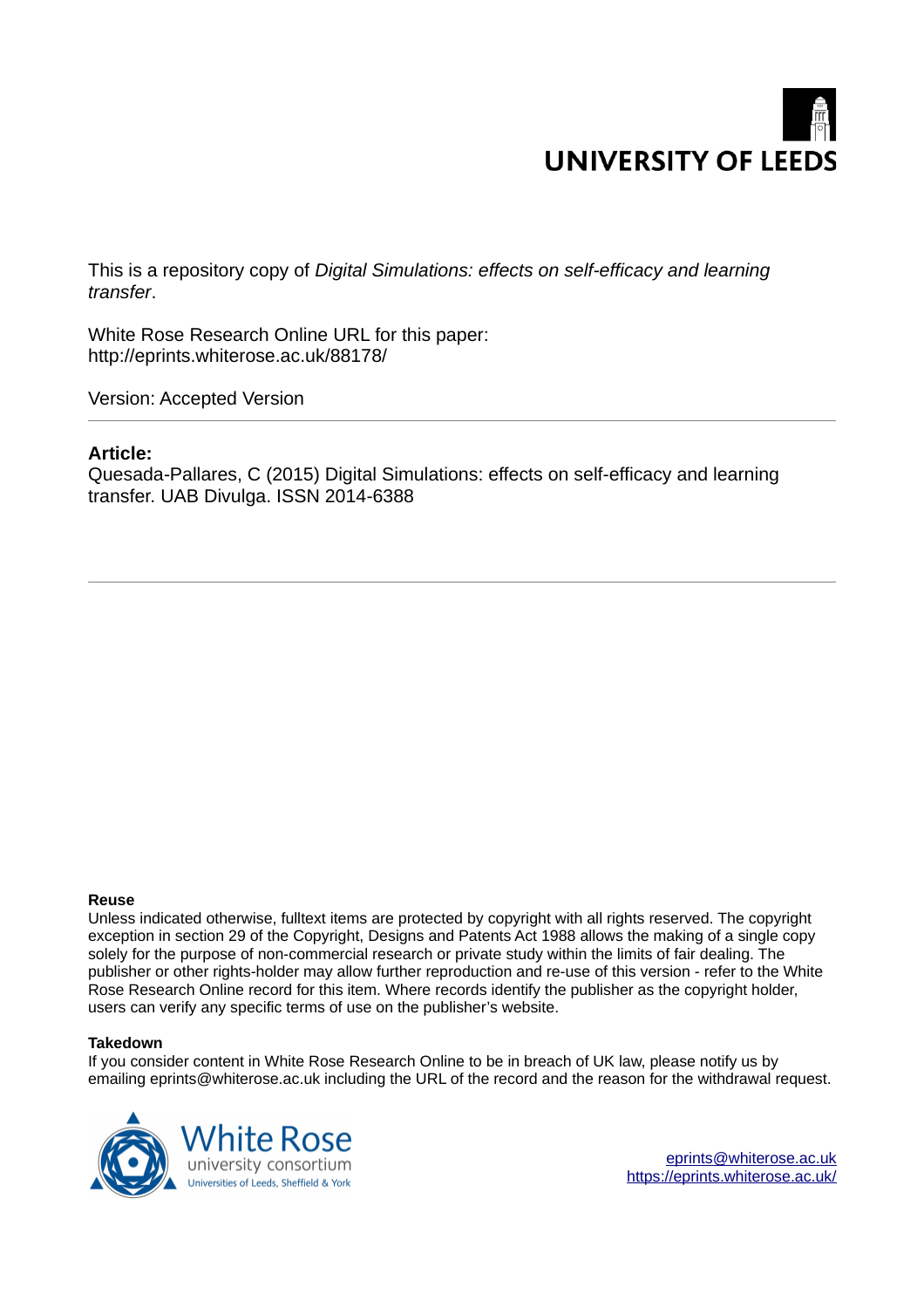This is a repository copy of *Digital Simulations: effects on self-efficacy and learning transfer*.

White Rose Research Online URL for this paper:
http://eprints.whiterose.ac.uk/88178/

Version: Accepted Version

**Article:**

Quesada-Pallares, C (2015) Digital Simulations: effects on self-efficacy and learning transfer. UAB Divulga. ISSN 2014-6388

**Reuse**

Unless indicated otherwise, fulltext items are protected by copyright with all rights reserved. The copyright exception in section 29 of the Copyright, Designs and Patents Act 1988 allows the making of a single copy solely for the purpose of non-commercial research or private study within the limits of fair dealing. The publisher or other rights-holder may allow further reproduction and re-use of this version - refer to the White Rose Research Online record for this item. Where records identify the publisher as the copyright holder, users can verify any specific terms of use on the publisher's website.

**Takedown**

If you consider content in White Rose Research Online to be in breach of UK law, please notify us by emailing eprints@whiterose.ac.uk including the URL of the record and the reason for the withdrawal request.

eprints@whiterose.ac.uk
https://eprints.whiterose.ac.uk/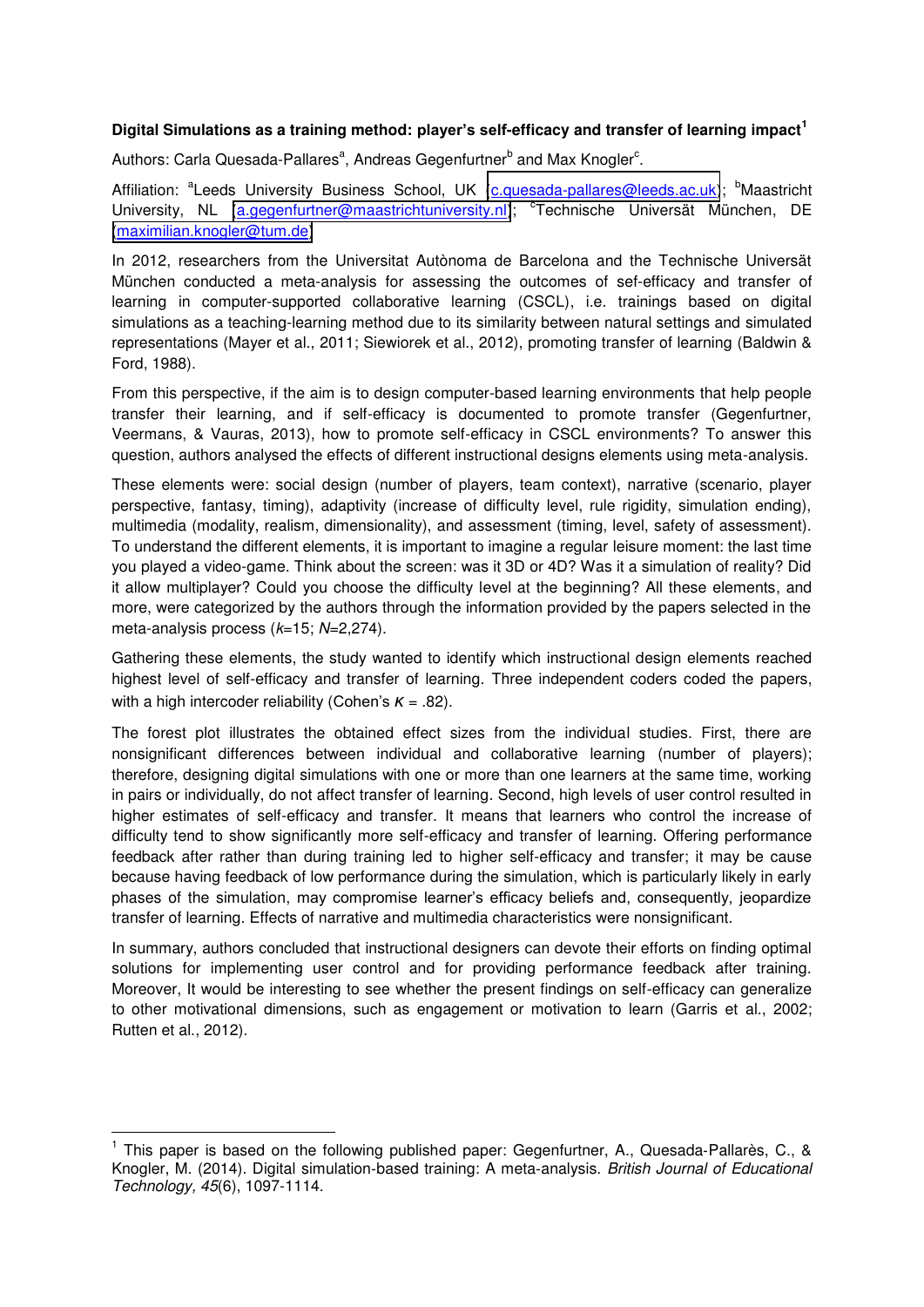**Digital Simulations as a training method: player's self-efficacy and transfer of learning impact[1]**

Authors: Carla Quesada-Pallares[a], Andreas Gegenfurtner[b] and Max Knogler[c].

Affiliation: [a]Leeds University Business School, UK (c.quesada-pallares@leeds.ac.uk); [b]Maastricht University, NL (a.gegenfurtner@maastrichtuniversity.nl); [c]Technische Universät München, DE (maximilian.knogler@tum.de)

In 2012, researchers from the Universitat Autònoma de Barcelona and the Technische Universät München conducted a meta-analysis for assessing the outcomes of sef-efficacy and transfer of learning in computer-supported collaborative learning (CSCL), i.e. trainings based on digital simulations as a teaching-learning method due to its similarity between natural settings and simulated representations (Mayer et al., 2011; Siewiorek et al., 2012), promoting transfer of learning (Baldwin & Ford, 1988).

From this perspective, if the aim is to design computer-based learning environments that help people transfer their learning, and if self-efficacy is documented to promote transfer (Gegenfurtner, Veermans, & Vauras, 2013), how to promote self-efficacy in CSCL environments? To answer this question, authors analysed the effects of different instructional designs elements using meta-analysis.

These elements were: social design (number of players, team context), narrative (scenario, player perspective, fantasy, timing), adaptivity (increase of difficulty level, rule rigidity, simulation ending), multimedia (modality, realism, dimensionality), and assessment (timing, level, safety of assessment). To understand the different elements, it is important to imagine a regular leisure moment: the last time you played a video-game. Think about the screen: was it 3D or 4D? Was it a simulation of reality? Did it allow multiplayer? Could you choose the difficulty level at the beginning? All these elements, and more, were categorized by the authors through the information provided by the papers selected in the meta-analysis process ($k$=15; $N$=2,274).

Gathering these elements, the study wanted to identify which instructional design elements reached highest level of self-efficacy and transfer of learning. Three independent coders coded the papers, with a high intercoder reliability (Cohen's $\kappa$ = .82).

The forest plot illustrates the obtained effect sizes from the individual studies. First, there are nonsignificant differences between individual and collaborative learning (number of players); therefore, designing digital simulations with one or more than one learners at the same time, working in pairs or individually, do not affect transfer of learning. Second, high levels of user control resulted in higher estimates of self-efficacy and transfer. It means that learners who control the increase of difficulty tend to show significantly more self-efficacy and transfer of learning. Offering performance feedback after rather than during training led to higher self-efficacy and transfer; it may be cause because having feedback of low performance during the simulation, which is particularly likely in early phases of the simulation, may compromise learner's efficacy beliefs and, consequently, jeopardize transfer of learning. Effects of narrative and multimedia characteristics were nonsignificant.

In summary, authors concluded that instructional designers can devote their efforts on finding optimal solutions for implementing user control and for providing performance feedback after training. Moreover, It would be interesting to see whether the present findings on self-efficacy can generalize to other motivational dimensions, such as engagement or motivation to learn (Garris et al., 2002; Rutten et al., 2012).

[1] This paper is based on the following published paper: Gegenfurtner, A., Quesada-Pallarès, C., & Knogler, M. (2014). Digital simulation-based training: A meta-analysis. *British Journal of Educational Technology, 45*(6), 1097-1114.